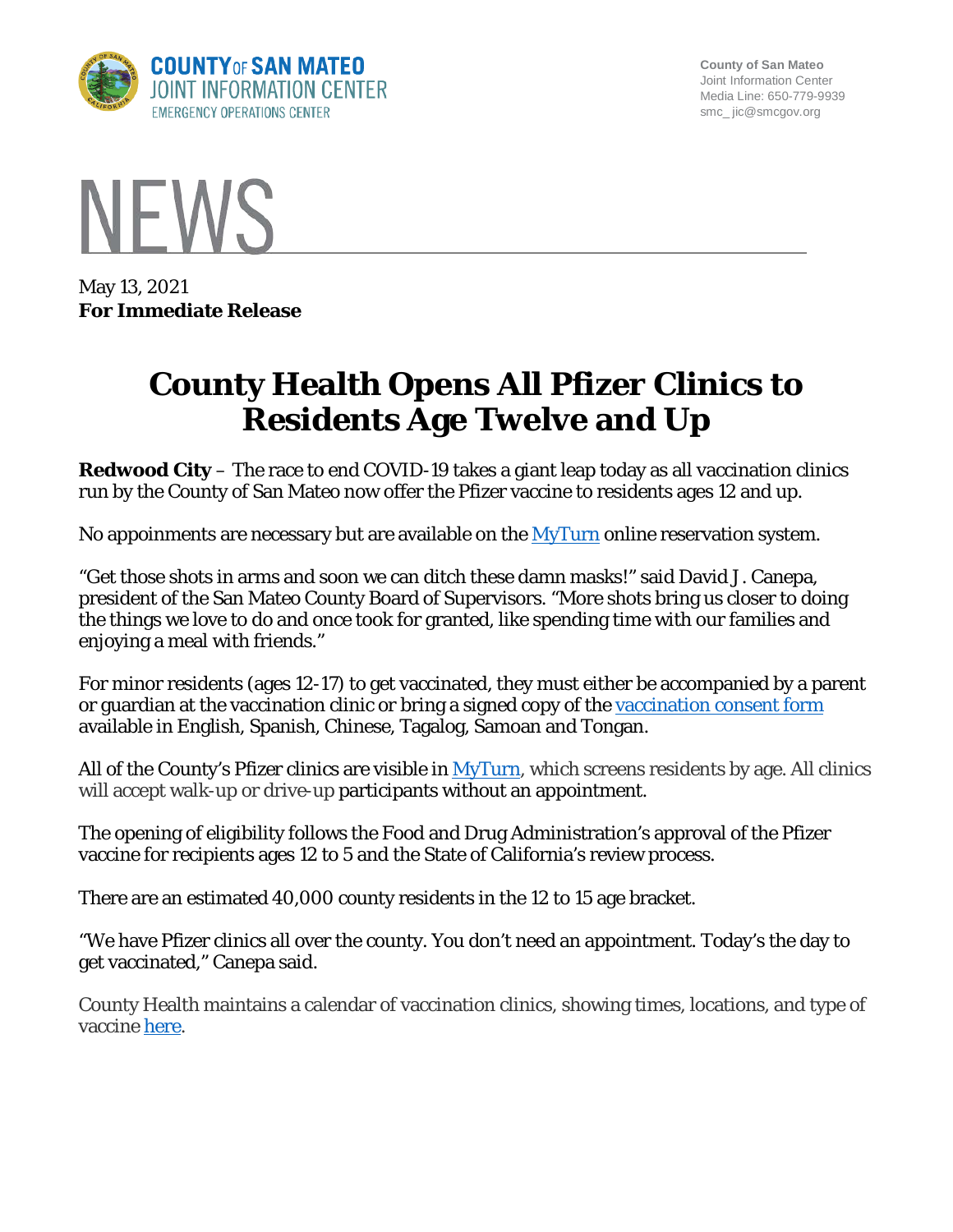COUNTY OF SAN MATEO
JOINT INFORMATION CENTER
EMERGENCY OPERATIONS CENTER

County of San Mateo
Joint Information Center
Media Line: 650-779-9939
smc_ jic@smcgov.org

# NEWS

May 13, 2021
**For Immediate Release**

# County Health Opens All Pfizer Clinics to Residents Age Twelve and Up

**Redwood City** – The race to end COVID-19 takes a giant leap today as all vaccination clinics run by the County of San Mateo now offer the Pfizer vaccine to residents ages 12 and up.

No appoinments are necessary but are available on the MyTurn online reservation system.

"Get those shots in arms and soon we can ditch these damn masks!" said David J. Canepa, president of the San Mateo County Board of Supervisors. "More shots bring us closer to doing the things we love to do and once took for granted, like spending time with our families and enjoying a meal with friends."

For minor residents (ages 12-17) to get vaccinated, they must either be accompanied by a parent or guardian at the vaccination clinic or bring a signed copy of the vaccination consent form available in English, Spanish, Chinese, Tagalog, Samoan and Tongan.

All of the County's Pfizer clinics are visible in MyTurn, which screens residents by age. All clinics will accept walk-up or drive-up participants without an appointment.

The opening of eligibility follows the Food and Drug Administration's approval of the Pfizer vaccine for recipients ages 12 to 5 and the State of California's review process.

There are an estimated 40,000 county residents in the 12 to 15 age bracket.

"We have Pfizer clinics all over the county. You don't need an appointment. Today's the day to get vaccinated," Canepa said.

County Health maintains a calendar of vaccination clinics, showing times, locations, and type of vaccine here.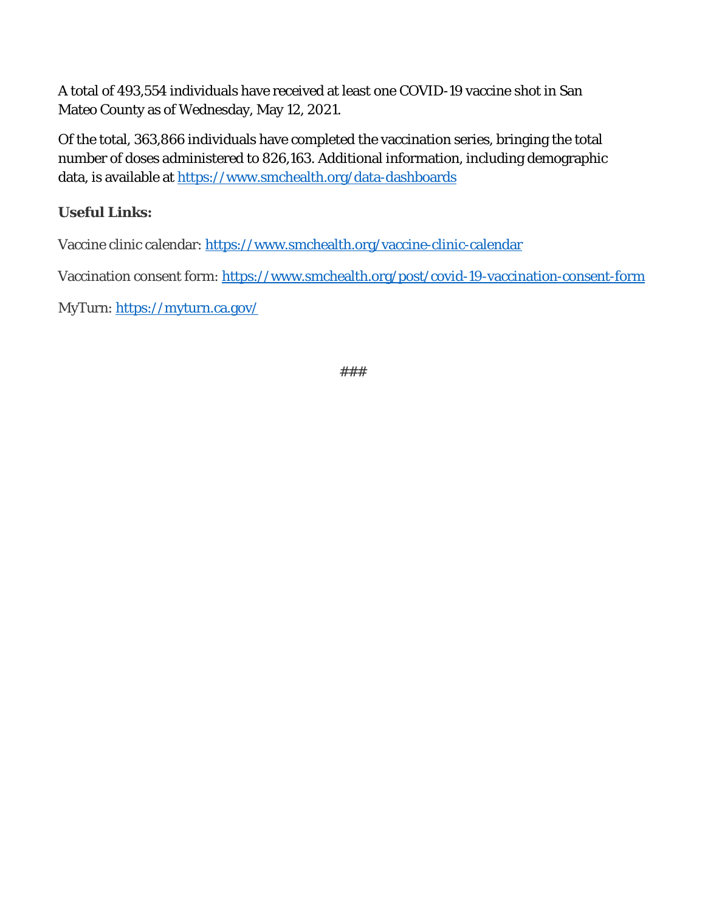A total of 493,554 individuals have received at least one COVID-19 vaccine shot in San Mateo County as of Wednesday, May 12, 2021.

Of the total, 363,866 individuals have completed the vaccination series, bringing the total number of doses administered to 826,163. Additional information, including demographic data, is available at https://www.smchealth.org/data-dashboards

**Useful Links:**

Vaccine clinic calendar: https://www.smchealth.org/vaccine-clinic-calendar

Vaccination consent form: https://www.smchealth.org/post/covid-19-vaccination-consent-form

MyTurn: https://myturn.ca.gov/

###